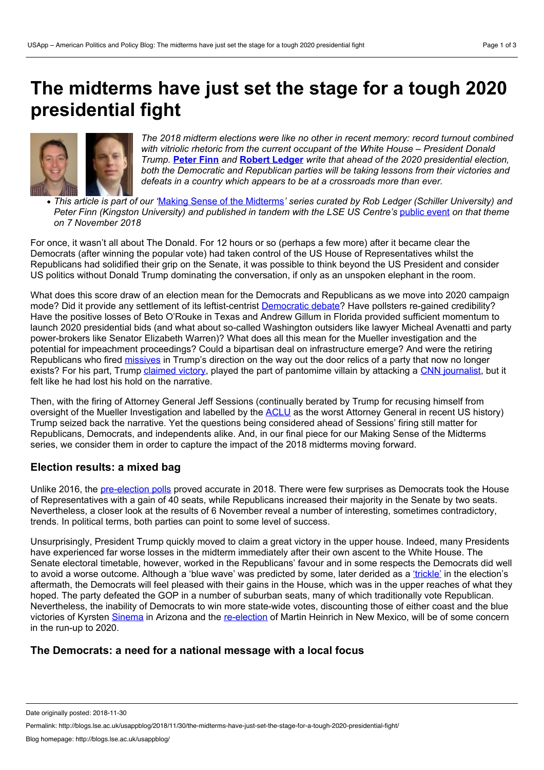# The midterms have just set the stage for a tough 2020 presidential fight

*The 2018 midterm elections were like no other in recent memory: record turnout combined with vitriolic rhetoric from the current occupant of the White House – President Donald Trump.* **Peter Finn** *and* **Robert Ledger** *write that ahead of the 2020 presidential election, both the Democratic and Republican parties will be taking lessons from their victories and defeats in a country which appears to be at a crossroads more than ever.*

- *This article is part of our 'Making Sense of the Midterms' series curated by Rob Ledger (Schiller University) and Peter Finn (Kingston University) and published in tandem with the LSE US Centre's public event on that theme on 7 November 2018*

For once, it wasn't all about The Donald. For 12 hours or so (perhaps a few more) after it became clear the Democrats (after winning the popular vote) had taken control of the US House of Representatives whilst the Republicans had solidified their grip on the Senate, it was possible to think beyond the US President and consider US politics without Donald Trump dominating the conversation, if only as an unspoken elephant in the room.

What does this score draw of an election mean for the Democrats and Republicans as we move into 2020 campaign mode? Did it provide any settlement of its leftist-centrist Democratic debate? Have pollsters re-gained credibility? Have the positive losses of Beto O'Rouke in Texas and Andrew Gillum in Florida provided sufficient momentum to launch 2020 presidential bids (and what about so-called Washington outsiders like lawyer Micheal Avenatti and party power-brokers like Senator Elizabeth Warren)? What does all this mean for the Mueller investigation and the potential for impeachment proceedings? Could a bipartisan deal on infrastructure emerge? And were the retiring Republicans who fired missives in Trump's direction on the way out the door relics of a party that now no longer exists? For his part, Trump claimed victory, played the part of pantomime villain by attacking a CNN journalist, but it felt like he had lost his hold on the narrative.

Then, with the firing of Attorney General Jeff Sessions (continually berated by Trump for recusing himself from oversight of the Mueller Investigation and labelled by the ACLU as the worst Attorney General in recent US history) Trump seized back the narrative. Yet the questions being considered ahead of Sessions' firing still matter for Republicans, Democrats, and independents alike. And, in our final piece for our Making Sense of the Midterms series, we consider them in order to capture the impact of the 2018 midterms moving forward.

## Election results: a mixed bag

Unlike 2016, the pre-election polls proved accurate in 2018. There were few surprises as Democrats took the House of Representatives with a gain of 40 seats, while Republicans increased their majority in the Senate by two seats. Nevertheless, a closer look at the results of 6 November reveal a number of interesting, sometimes contradictory, trends. In political terms, both parties can point to some level of success.

Unsurprisingly, President Trump quickly moved to claim a great victory in the upper house. Indeed, many Presidents have experienced far worse losses in the midterm immediately after their own ascent to the White House. The Senate electoral timetable, however, worked in the Republicans' favour and in some respects the Democrats did well to avoid a worse outcome. Although a 'blue wave' was predicted by some, later derided as a 'trickle' in the election's aftermath, the Democrats will feel pleased with their gains in the House, which was in the upper reaches of what they hoped. The party defeated the GOP in a number of suburban seats, many of which traditionally vote Republican. Nevertheless, the inability of Democrats to win more state-wide votes, discounting those of either coast and the blue victories of Kyrsten Sinema in Arizona and the re-election of Martin Heinrich in New Mexico, will be of some concern in the run-up to 2020.

## The Democrats: a need for a national message with a local focus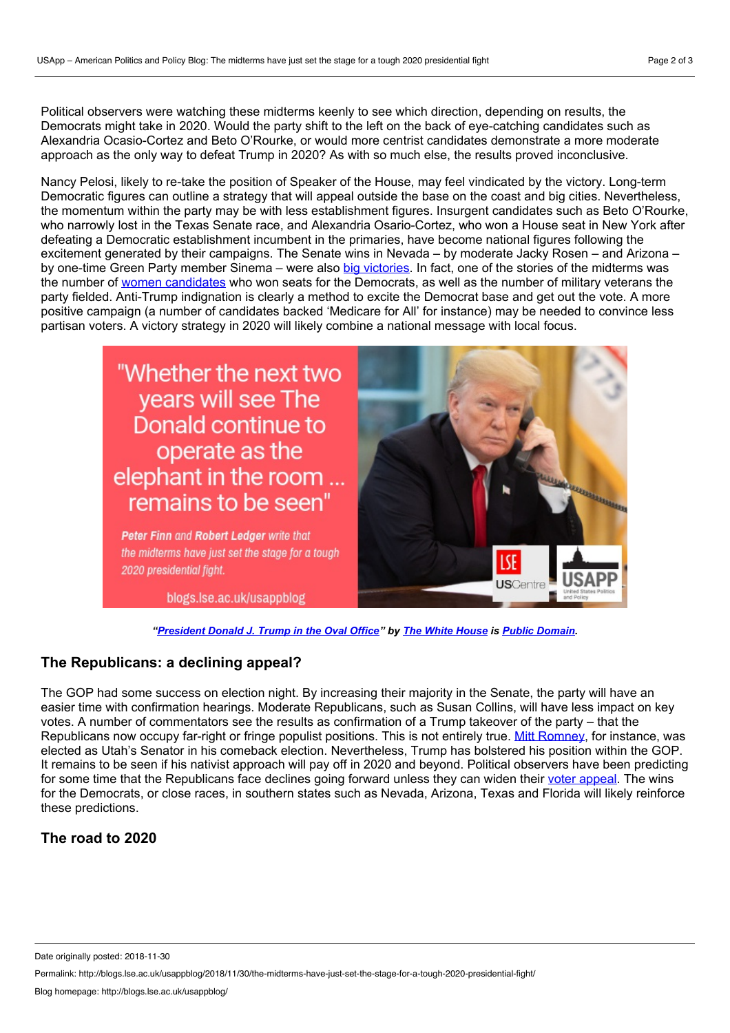Political observers were watching these midterms keenly to see which direction, depending on results, the Democrats might take in 2020. Would the party shift to the left on the back of eye-catching candidates such as Alexandria Ocasio-Cortez and Beto O'Rourke, or would more centrist candidates demonstrate a more moderate approach as the only way to defeat Trump in 2020? As with so much else, the results proved inconclusive.

Nancy Pelosi, likely to re-take the position of Speaker of the House, may feel vindicated by the victory. Long-term Democratic figures can outline a strategy that will appeal outside the base on the coast and big cities. Nevertheless, the momentum within the party may be with less establishment figures. Insurgent candidates such as Beto O'Rourke, who narrowly lost in the Texas Senate race, and Alexandria Osario-Cortez, who won a House seat in New York after defeating a Democratic establishment incumbent in the primaries, have become national figures following the excitement generated by their campaigns. The Senate wins in Nevada – by moderate Jacky Rosen – and Arizona – by one-time Green Party member Sinema – were also big victories. In fact, one of the stories of the midterms was the number of women candidates who won seats for the Democrats, as well as the number of military veterans the party fielded. Anti-Trump indignation is clearly a method to excite the Democrat base and get out the vote. A more positive campaign (a number of candidates backed 'Medicare for All' for instance) may be needed to convince less partisan voters. A victory strategy in 2020 will likely combine a national message with local focus.

*"President Donald J. Trump in the Oval Office" by The White House is Public Domain.*

## The Republicans: a declining appeal?

The GOP had some success on election night. By increasing their majority in the Senate, the party will have an easier time with confirmation hearings. Moderate Republicans, such as Susan Collins, will have less impact on key votes. A number of commentators see the results as confirmation of a Trump takeover of the party – that the Republicans now occupy far-right or fringe populist positions. This is not entirely true. Mitt Romney, for instance, was elected as Utah's Senator in his comeback election. Nevertheless, Trump has bolstered his position within the GOP. It remains to be seen if his nativist approach will pay off in 2020 and beyond. Political observers have been predicting for some time that the Republicans face declines going forward unless they can widen their voter appeal. The wins for the Democrats, or close races, in southern states such as Nevada, Arizona, Texas and Florida will likely reinforce these predictions.

## The road to 2020

Date originally posted: 2018-11-30

Permalink: http://blogs.lse.ac.uk/usappblog/2018/11/30/the-midterms-have-just-set-the-stage-for-a-tough-2020-presidential-fight/

Blog homepage: http://blogs.lse.ac.uk/usappblog/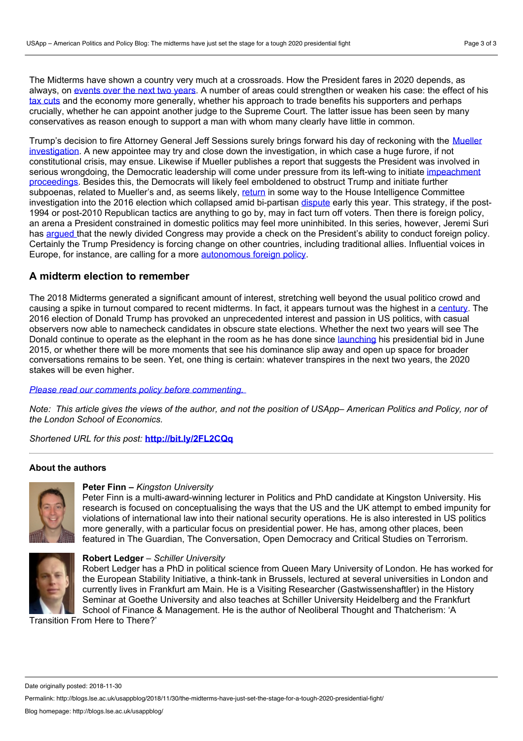The Midterms have shown a country very much at a crossroads. How the President fares in 2020 depends, as always, on events over the next two years. A number of areas could strengthen or weaken his case: the effect of his tax cuts and the economy more generally, whether his approach to trade benefits his supporters and perhaps crucially, whether he can appoint another judge to the Supreme Court. The latter issue has been seen by many conservatives as reason enough to support a man with whom many clearly have little in common.

Trump's decision to fire Attorney General Jeff Sessions surely brings forward his day of reckoning with the Mueller investigation. A new appointee may try and close down the investigation, in which case a huge furore, if not constitutional crisis, may ensue. Likewise if Mueller publishes a report that suggests the President was involved in serious wrongdoing, the Democratic leadership will come under pressure from its left-wing to initiate impeachment proceedings. Besides this, the Democrats will likely feel emboldened to obstruct Trump and initiate further subpoenas, related to Mueller's and, as seems likely, return in some way to the House Intelligence Committee investigation into the 2016 election which collapsed amid bi-partisan dispute early this year. This strategy, if the post-1994 or post-2010 Republican tactics are anything to go by, may in fact turn off voters. Then there is foreign policy, an arena a President constrained in domestic politics may feel more uninhibited. In this series, however, Jeremi Suri has argued that the newly divided Congress may provide a check on the President's ability to conduct foreign policy. Certainly the Trump Presidency is forcing change on other countries, including traditional allies. Influential voices in Europe, for instance, are calling for a more autonomous foreign policy.

## A midterm election to remember

The 2018 Midterms generated a significant amount of interest, stretching well beyond the usual politico crowd and causing a spike in turnout compared to recent midterms. In fact, it appears turnout was the highest in a century. The 2016 election of Donald Trump has provoked an unprecedented interest and passion in US politics, with casual observers now able to namecheck candidates in obscure state elections. Whether the next two years will see The Donald continue to operate as the elephant in the room as he has done since launching his presidential bid in June 2015, or whether there will be more moments that see his dominance slip away and open up space for broader conversations remains to be seen. Yet, one thing is certain: whatever transpires in the next two years, the 2020 stakes will be even higher.

*Please read our comments policy before commenting.*

*Note: This article gives the views of the author, and not the position of USApp– American Politics and Policy, nor of the London School of Economics.*

*Shortened URL for this post:* **http://bit.ly/2FL2CQq**

---

### About the authors

**Peter Finn** – *Kingston University*
Peter Finn is a multi-award-winning lecturer in Politics and PhD candidate at Kingston University. His research is focused on conceptualising the ways that the US and the UK attempt to embed impunity for violations of international law into their national security operations. He is also interested in US politics more generally, with a particular focus on presidential power. He has, among other places, been featured in The Guardian, The Conversation, Open Democracy and Critical Studies on Terrorism.

**Robert Ledger** – *Schiller University*
Robert Ledger has a PhD in political science from Queen Mary University of London. He has worked for the European Stability Initiative, a think-tank in Brussels, lectured at several universities in London and currently lives in Frankfurt am Main. He is a Visiting Researcher (Gastwissenshaftler) in the History Seminar at Goethe University and also teaches at Schiller University Heidelberg and the Frankfurt School of Finance & Management. He is the author of Neoliberal Thought and Thatcherism: 'A Transition From Here to There?'

Date originally posted: 2018-11-30

Permalink: http://blogs.lse.ac.uk/usappblog/2018/11/30/the-midterms-have-just-set-the-stage-for-a-tough-2020-presidential-fight/

Blog homepage: http://blogs.lse.ac.uk/usappblog/